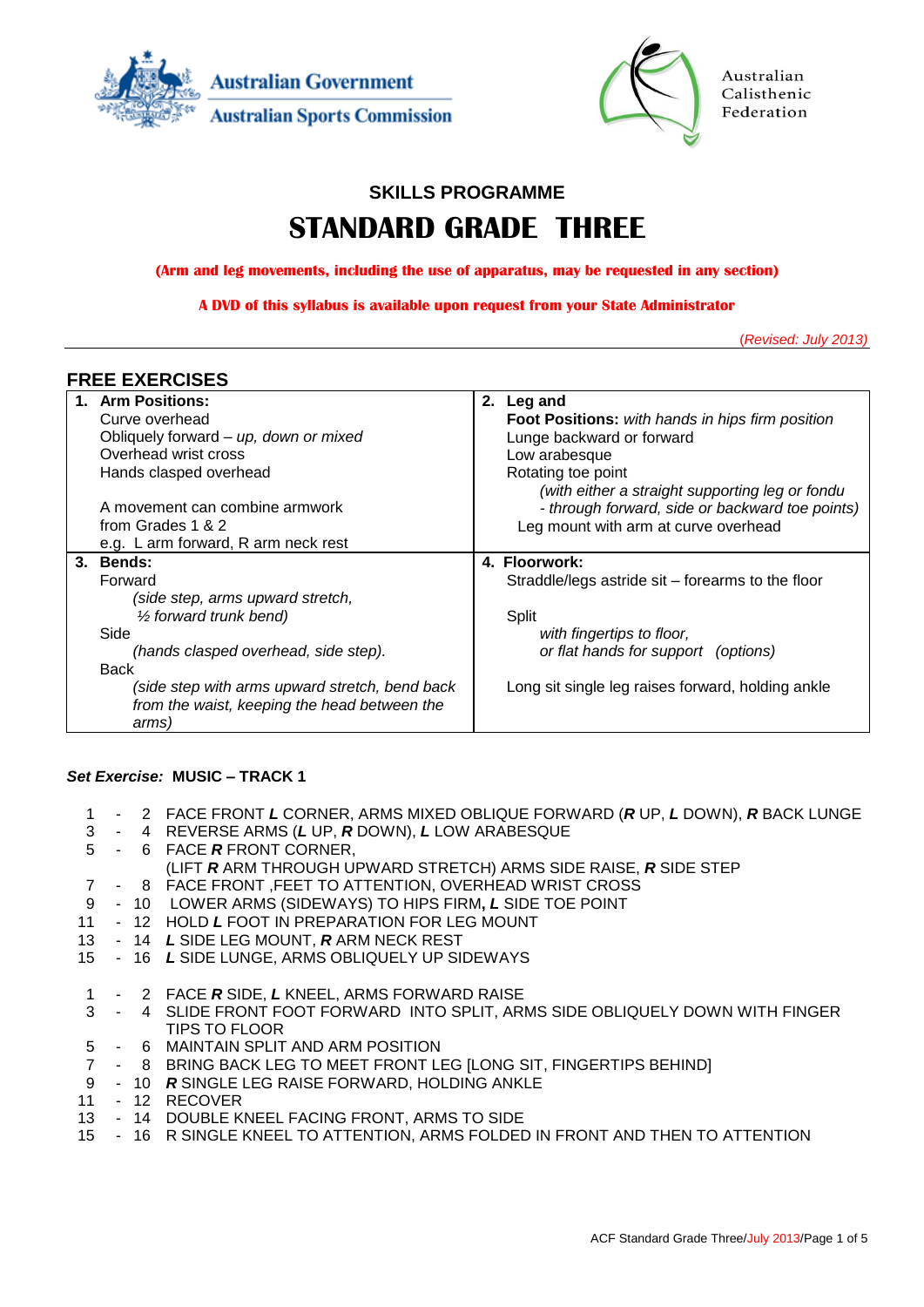Australian Government
Australian Sports Commission

Australian Calisthenic Federation

## SKILLS PROGRAMME

# STANDARD GRADE THREE

**(Arm and leg movements, including the use of apparatus, may be requested in any section)**

**A DVD of this syllabus is available upon request from your State Administrator**

*(Revised: July 2013)*

## FREE EXERCISES

| **1. Arm Positions:**<br>Curve overhead<br>Obliquely forward – *up, down or mixed*<br>Overhead wrist cross<br>Hands clasped overhead<br><br>A movement can combine armwork from Grades 1 & 2<br>e.g. L arm forward, R arm neck rest | **2. Leg and Foot Positions:** *with hands in hips firm position*<br>Lunge backward or forward<br>Low arabesque<br>Rotating toe point<br>*(with either a straight supporting leg or fondu - through forward, side or backward toe points)*<br>Leg mount with arm at curve overhead |
|---|---|
| **3. Bends:**<br>Forward<br>*(side step, arms upward stretch, ½ forward trunk bend)*<br>Side<br>*(hands clasped overhead, side step).*<br>Back<br>*(side step with arms upward stretch, bend back from the waist, keeping the head between the arms)* | **4. Floorwork:**<br>Straddle/legs astride sit – forearms to the floor<br><br>Split<br>*with fingertips to floor, or flat hands for support (options)*<br><br>Long sit single leg raises forward, holding ankle |

***Set Exercise:*** **MUSIC – TRACK 1**

| | |
|---|---|
| 1 - 2 | FACE FRONT ***L*** CORNER, ARMS MIXED OBLIQUE FORWARD (***R*** UP, ***L*** DOWN), ***R*** BACK LUNGE |
| 3 - 4 | REVERSE ARMS (***L*** UP, ***R*** DOWN), ***L*** LOW ARABESQUE |
| 5 - 6 | FACE ***R*** FRONT CORNER,<br>(LIFT ***R*** ARM THROUGH UPWARD STRETCH) ARMS SIDE RAISE, ***R*** SIDE STEP |
| 7 - 8 | FACE FRONT ,FEET TO ATTENTION, OVERHEAD WRIST CROSS |
| 9 - 10 | LOWER ARMS (SIDEWAYS) TO HIPS FIRM**,** ***L*** SIDE TOE POINT |
| 11 - 12 | HOLD ***L*** FOOT IN PREPARATION FOR LEG MOUNT |
| 13 - 14 | ***L*** SIDE LEG MOUNT, ***R*** ARM NECK REST |
| 15 - 16 | ***L*** SIDE LUNGE, ARMS OBLIQUELY UP SIDEWAYS |

| | |
|---|---|
| 1 - 2 | FACE ***R*** SIDE, ***L*** KNEEL, ARMS FORWARD RAISE |
| 3 - 4 | SLIDE FRONT FOOT FORWARD INTO SPLIT, ARMS SIDE OBLIQUELY DOWN WITH FINGER TIPS TO FLOOR |
| 5 - 6 | MAINTAIN SPLIT AND ARM POSITION |
| 7 - 8 | BRING BACK LEG TO MEET FRONT LEG [LONG SIT, FINGERTIPS BEHIND] |
| 9 - 10 | ***R*** SINGLE LEG RAISE FORWARD, HOLDING ANKLE |
| 11 - 12 | RECOVER |
| 13 - 14 | DOUBLE KNEEL FACING FRONT, ARMS TO SIDE |
| 15 - 16 | R SINGLE KNEEL TO ATTENTION, ARMS FOLDED IN FRONT AND THEN TO ATTENTION |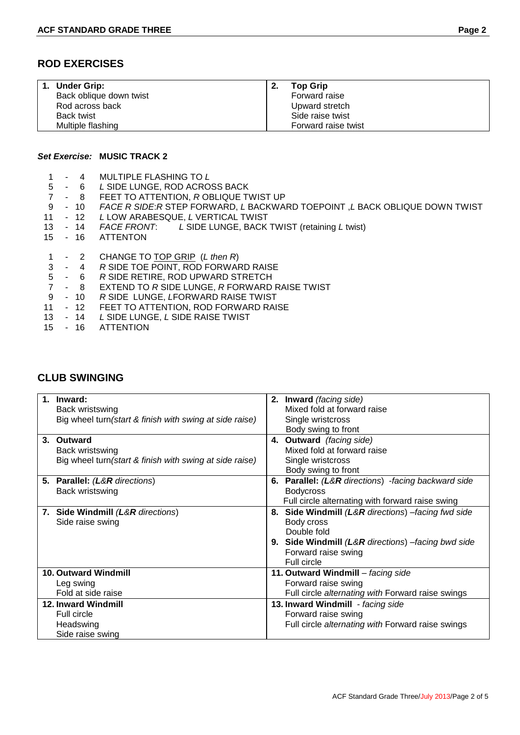## ROD EXERCISES

| 1. **Under Grip:** | 2. **Top Grip** |
|---|---|
| Back oblique down twist | Forward raise |
| Rod across back | Upward stretch |
| Back twist | Side raise twist |
| Multiple flashing | Forward raise twist |

***Set Exercise:*** **MUSIC TRACK 2**

| | |
|---|---|
| 1 - 4 | MULTIPLE FLASHING TO *L* |
| 5 - 6 | *L* SIDE LUNGE, ROD ACROSS BACK |
| 7 - 8 | FEET TO ATTENTION, *R* OBLIQUE TWIST UP |
| 9 - 10 | *FACE R SIDE*:*R* STEP FORWARD, *L* BACKWARD TOEPOINT ,*L* BACK OBLIQUE DOWN TWIST |
| 11 - 12 | *L* LOW ARABESQUE, *L* VERTICAL TWIST |
| 13 - 14 | *FACE FRONT*: *L* SIDE LUNGE, BACK TWIST (retaining *L* twist) |
| 15 - 16 | ATTENTON |

| | |
|---|---|
| 1 - 2 | CHANGE TO TOP GRIP (*L then R*) |
| 3 - 4 | *R* SIDE TOE POINT, ROD FORWARD RAISE |
| 5 - 6 | *R* SIDE RETIRE, ROD UPWARD STRETCH |
| 7 - 8 | EXTEND TO *R* SIDE LUNGE, *R* FORWARD RAISE TWIST |
| 9 - 10 | *R* SIDE LUNGE, *L*FORWARD RAISE TWIST |
| 11 - 12 | FEET TO ATTENTION, ROD FORWARD RAISE |
| 13 - 14 | *L* SIDE LUNGE, *L* SIDE RAISE TWIST |
| 15 - 16 | ATTENTION |

## CLUB SWINGING

| | |
|---|---|
| 1. **Inward:**<br>Back wristswing<br>Big wheel turn*(start & finish with swing at side raise)* | 2. **Inward** *(facing side)*<br>Mixed fold at forward raise<br>Single wristcross<br>Body swing to front |
| 3. **Outward**<br>Back wristswing<br>Big wheel turn*(start & finish with swing at side raise)* | 4. **Outward** *(facing side)*<br>Mixed fold at forward raise<br>Single wristcross<br>Body swing to front |
| 5. **Parallel:** *(**L**&**R** directions)*<br>Back wristswing | 6. **Parallel:** *(**L**&**R** directions) -facing backward side*<br>Bodycross<br>Full circle alternating with forward raise swing |
| 7. **Side Windmill** *(**L**&**R** directions)*<br>Side raise swing | 8. **Side Windmill** *(**L**&**R** directions) –facing fwd side*<br>Body cross<br>Double fold<br>9. **Side Windmill** *(**L**&**R** directions) –facing bwd side*<br>Forward raise swing<br>Full circle |
| **10. Outward Windmill**<br>Leg swing<br>Fold at side raise | **11. Outward Windmill** – *facing side*<br>Forward raise swing<br>Full circle *alternating with* Forward raise swings |
| **12. Inward Windmill**<br>Full circle<br>Headswing<br>Side raise swing | **13. Inward Windmill** - *facing side*<br>Forward raise swing<br>Full circle *alternating with* Forward raise swings |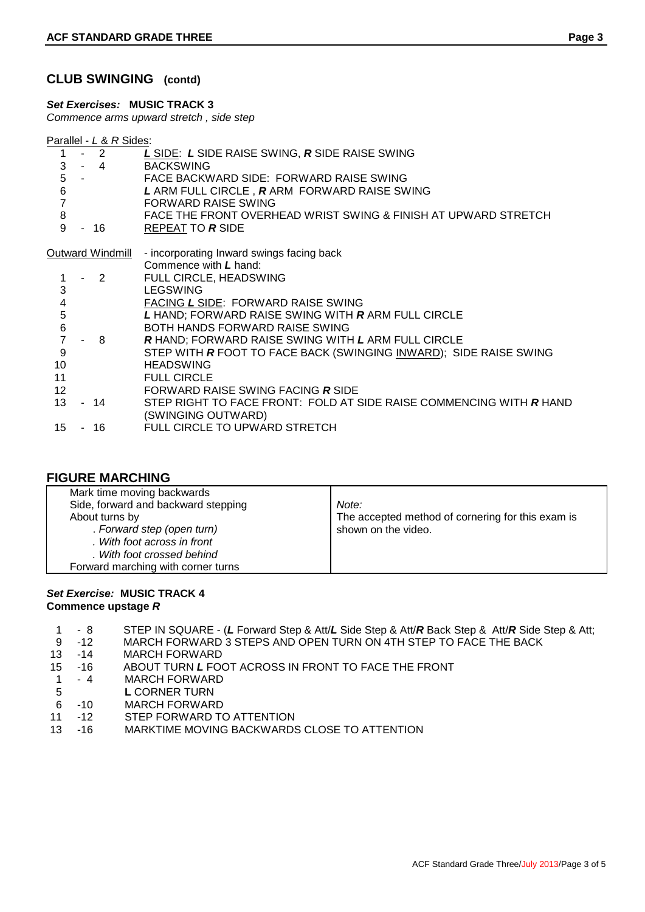## CLUB SWINGING (contd)

***Set Exercises:* MUSIC TRACK 3**

*Commence arms upward stretch , side step*

Parallel - *L* & *R* Sides:

| | |
|---|---|
| 1 - 2 | ***L*** SIDE: ***L*** SIDE RAISE SWING, ***R*** SIDE RAISE SWING |
| 3 - 4 | BACKSWING |
| 5 - | FACE BACKWARD SIDE: FORWARD RAISE SWING |
| 6 | ***L*** ARM FULL CIRCLE , ***R*** ARM FORWARD RAISE SWING |
| 7 | FORWARD RAISE SWING |
| 8 | FACE THE FRONT OVERHEAD WRIST SWING & FINISH AT UPWARD STRETCH |
| 9 - 16 | REPEAT TO ***R*** SIDE |

Outward Windmill - incorporating Inward swings facing back

Commence with ***L*** hand:

| | |
|---|---|
| 1 - 2 | FULL CIRCLE, HEADSWING |
| 3 | LEGSWING |
| 4 | FACING ***L*** SIDE: FORWARD RAISE SWING |
| 5 | ***L*** HAND; FORWARD RAISE SWING WITH ***R*** ARM FULL CIRCLE |
| 6 | BOTH HANDS FORWARD RAISE SWING |
| 7 - 8 | ***R*** HAND; FORWARD RAISE SWING WITH ***L*** ARM FULL CIRCLE |
| 9 | STEP WITH ***R*** FOOT TO FACE BACK (SWINGING INWARD); SIDE RAISE SWING |
| 10 | HEADSWING |
| 11 | FULL CIRCLE |
| 12 | FORWARD RAISE SWING FACING ***R*** SIDE |
| 13 - 14 | STEP RIGHT TO FACE FRONT: FOLD AT SIDE RAISE COMMENCING WITH ***R*** HAND (SWINGING OUTWARD) |
| 15 - 16 | FULL CIRCLE TO UPWARD STRETCH |

## FIGURE MARCHING

| | |
|---|---|
| Mark time moving backwards<br>Side, forward and backward stepping<br>About turns by<br>*. Forward step (open turn)*<br>*. With foot across in front*<br>*. With foot crossed behind*<br>Forward marching with corner turns | *Note:*<br>The accepted method of cornering for this exam is shown on the video. |

***Set Exercise:* MUSIC TRACK 4**

**Commence upstage *R***

| | |
|---|---|
| 1 - 8 | STEP IN SQUARE - (***L*** Forward Step & Att/***L*** Side Step & Att/***R*** Back Step & Att/***R*** Side Step & Att; |
| 9 -12 | MARCH FORWARD 3 STEPS AND OPEN TURN ON 4TH STEP TO FACE THE BACK |
| 13 -14 | MARCH FORWARD |
| 15 -16 | ABOUT TURN ***L*** FOOT ACROSS IN FRONT TO FACE THE FRONT |
| 1 - 4 | MARCH FORWARD |
| 5 | ***L*** CORNER TURN |
| 6 -10 | MARCH FORWARD |
| 11 -12 | STEP FORWARD TO ATTENTION |
| 13 -16 | MARKTIME MOVING BACKWARDS CLOSE TO ATTENTION |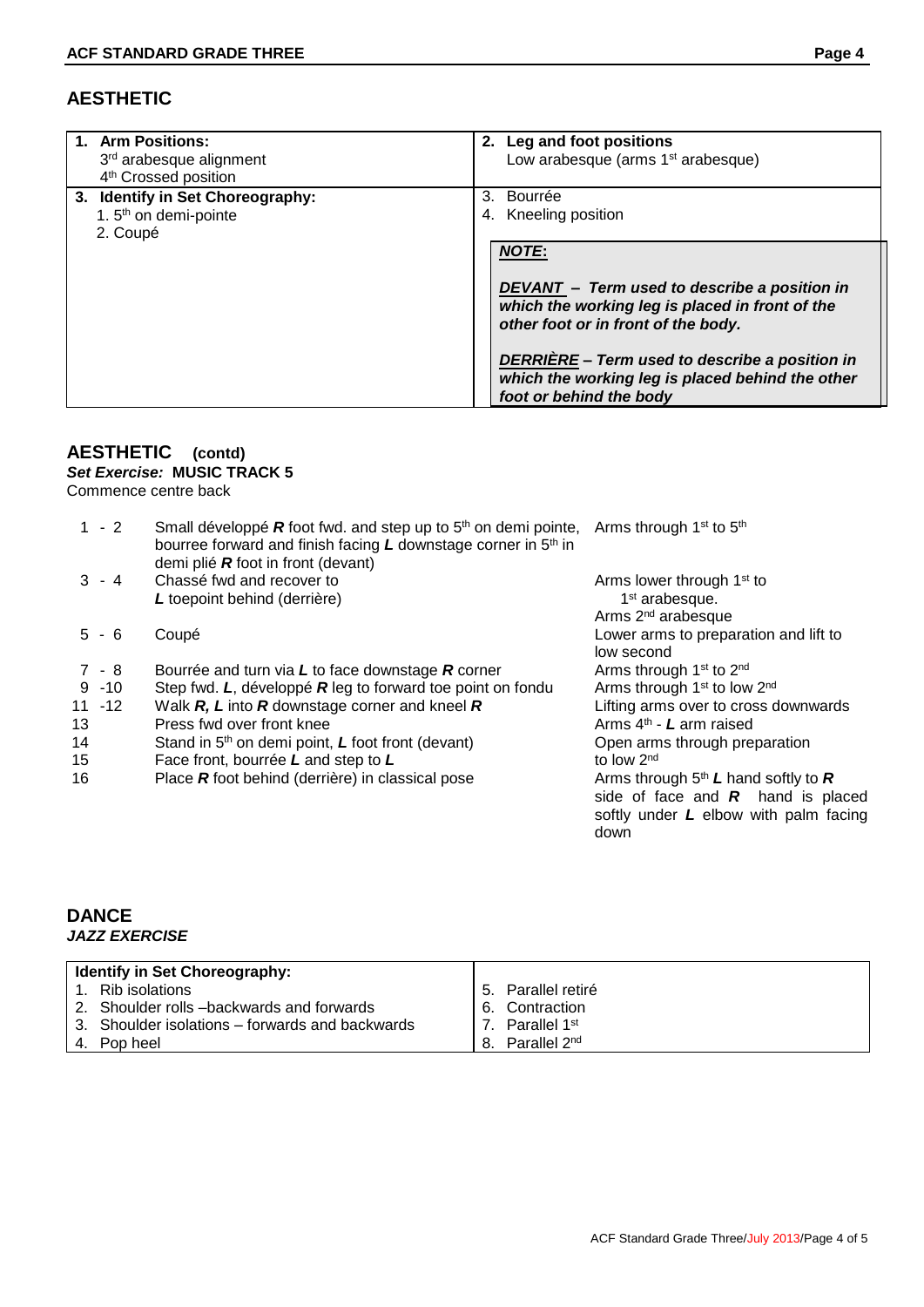## AESTHETIC

| 1. **Arm Positions:** 3rd arabesque alignment; 4th Crossed position | 2. **Leg and foot positions** Low arabesque (arms 1st arabesque) |
|---|---|
| 3. **Identify in Set Choreography:** 1. 5th on demi-pointe; 2. Coupé | 3. Bourrée; 4. Kneeling position |

> ***NOTE*:**
>
> ***DEVANT* – Term used to describe a position in which the working leg is placed in front of the other foot or in front of the body.**
>
> ***DERRIÈRE* – Term used to describe a position in which the working leg is placed behind the other foot or behind the body**

## AESTHETIC (contd)

***Set Exercise:*** **MUSIC TRACK 5**

Commence centre back

| Counts | Steps | Arms |
|---|---|---|
| 1 - 2 | Small développé ***R*** foot fwd. and step up to 5th on demi pointe, bourree forward and finish facing ***L*** downstage corner in 5th in demi plié ***R*** foot in front (devant) | Arms through 1st to 5th |
| 3 - 4 | Chassé fwd and recover to ***L*** toepoint behind (derrière) | Arms lower through 1st to 1st arabesque. Arms 2nd arabesque |
| 5 - 6 | Coupé | Lower arms to preparation and lift to low second |
| 7 - 8 | Bourrée and turn via ***L*** to face downstage ***R*** corner | Arms through 1st to 2nd |
| 9 -10 | Step fwd. ***L***, développé ***R*** leg to forward toe point on fondu | Arms through 1st to low 2nd |
| 11 -12 | Walk ***R, L*** into ***R*** downstage corner and kneel ***R*** | Lifting arms over to cross downwards |
| 13 | Press fwd over front knee | Arms 4th - ***L*** arm raised |
| 14 | Stand in 5th on demi point, ***L*** foot front (devant) | Open arms through preparation |
| 15 | Face front, bourrée ***L*** and step to ***L*** | to low 2nd |
| 16 | Place ***R*** foot behind (derrière) in classical pose | Arms through 5th ***L*** hand softly to ***R*** side of face and ***R*** hand is placed softly under ***L*** elbow with palm facing down |

## DANCE

***JAZZ EXERCISE***

| **Identify in Set Choreography:** | |
|---|---|
| 1. Rib isolations | 5. Parallel retiré |
| 2. Shoulder rolls –backwards and forwards | 6. Contraction |
| 3. Shoulder isolations – forwards and backwards | 7. Parallel 1st |
| 4. Pop heel | 8. Parallel 2nd |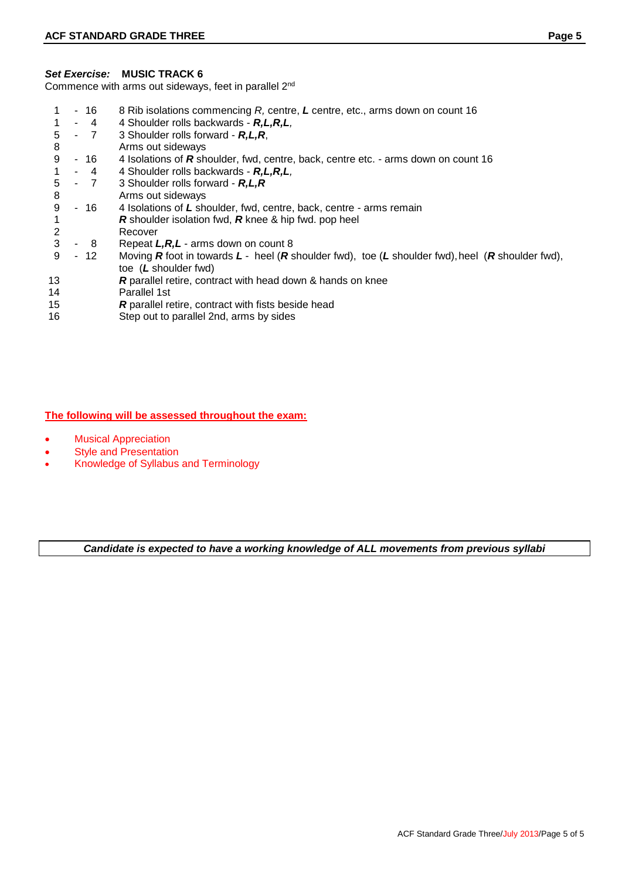***Set Exercise:*** **MUSIC TRACK 6**

Commence with arms out sideways, feet in parallel 2nd

| | |
|---|---|
| 1 - 16 | 8 Rib isolations commencing *R,* centre, ***L*** centre, etc., arms down on count 16 |
| 1 - 4 | 4 Shoulder rolls backwards - ***R,L,R,L,*** |
| 5 - 7 | 3 Shoulder rolls forward - ***R,L,R***, |
| 8 | Arms out sideways |
| 9 - 16 | 4 Isolations of ***R*** shoulder, fwd, centre, back, centre etc. - arms down on count 16 |
| 1 - 4 | 4 Shoulder rolls backwards - ***R,L,R,L,*** |
| 5 - 7 | 3 Shoulder rolls forward - ***R,L,R*** |
| 8 | Arms out sideways |
| 9 - 16 | 4 Isolations of ***L*** shoulder, fwd, centre, back, centre - arms remain |
| 1 | ***R*** shoulder isolation fwd, ***R*** knee & hip fwd. pop heel |
| 2 | Recover |
| 3 - 8 | Repeat ***L,R,L*** - arms down on count 8 |
| 9 - 12 | Moving ***R*** foot in towards ***L*** - heel (***R*** shoulder fwd), toe (***L*** shoulder fwd), heel (***R*** shoulder fwd), toe (***L*** shoulder fwd) |
| 13 | ***R*** parallel retire, contract with head down & hands on knee |
| 14 | Parallel 1st |
| 15 | ***R*** parallel retire, contract with fists beside head |
| 16 | Step out to parallel 2nd, arms by sides |

**The following will be assessed throughout the exam:**

- Musical Appreciation
- Style and Presentation
- Knowledge of Syllabus and Terminology

***Candidate is expected to have a working knowledge of ALL movements from previous syllabi***